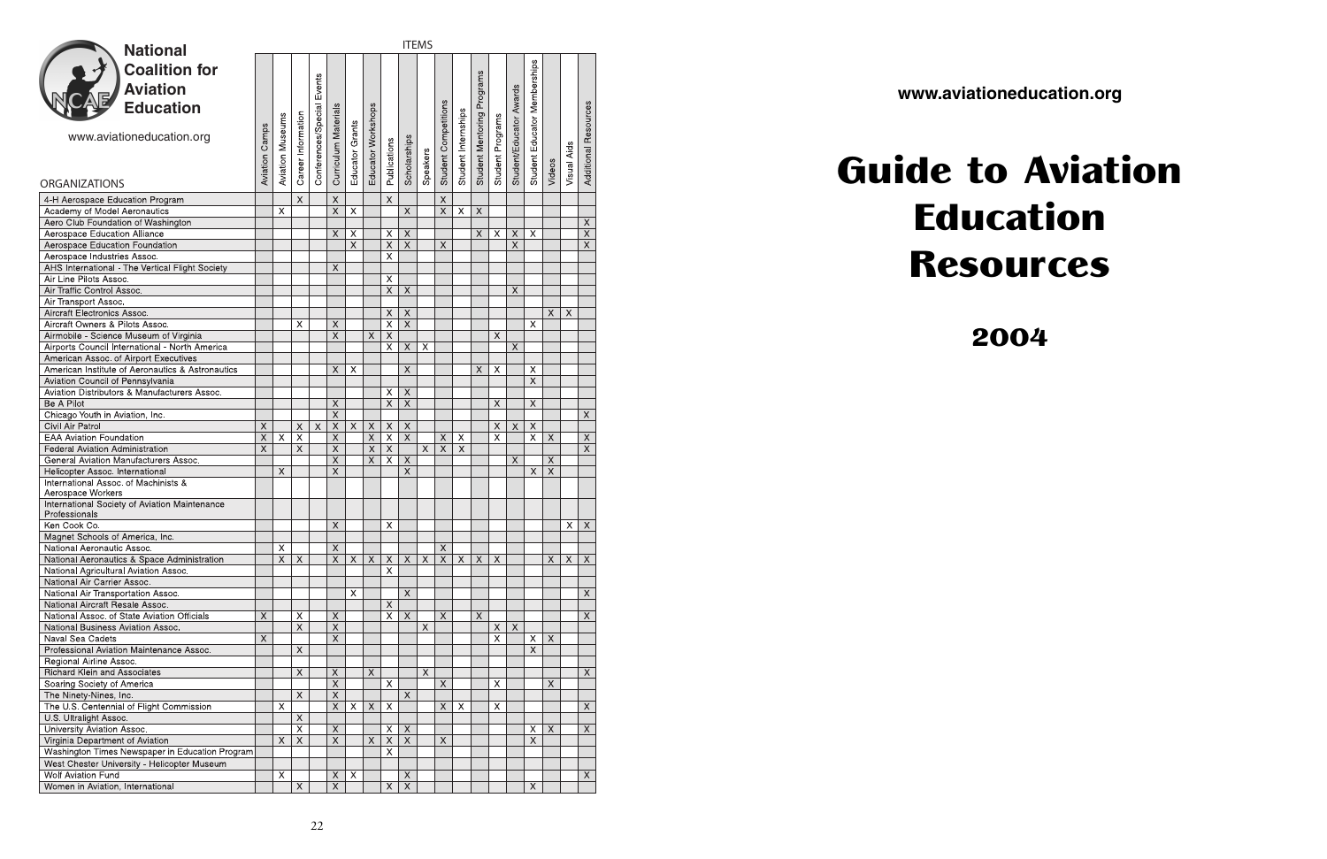# National Coalition for Aviation Education

www.aviationeducation.org

| ORGANIZATIONS | Aviation Camps | Aviation Museums | Career Information | Conferences/Special Events | Curriculum Materials | Educator Grants | Educator Workshops | Publications | Scholarships | Speakers | Student Competitions | Student Internships | Student Mentoring Programs | Student Programs | Student/Educator Awards | Student Educator Memberships | Videos | Visual Aids | Additional Resources |
|---|---|---|---|---|---|---|---|---|---|---|---|---|---|---|---|---|---|---|---|
| 4-H Aerospace Education Program | | | X | | X | | | X | | | X | | | | | | | | |
| Academy of Model Aeronautics | | X | | | X | X | | | X | | X | X | X | | | | | | |
| Aero Club Foundation of Washington | | | | | | | | | | | | | | | | | | | X |
| Aerospace Education Alliance | | | | | X | X | | X | X | | | | X | X | X | X | | | X |
| Aerospace Education Foundation | | | | | | X | | X | X | | X | | | | X | | | | X |
| Aerospace Industries Assoc. | | | | | | | | X | | | | | | | | | | | |
| AHS International - The Vertical Flight Society | | | | | X | | | | | | | | | | | | | | |
| Air Line Pilots Assoc. | | | | | | | | X | | | | | | | | | | | |
| Air Traffic Control Assoc. | | | | | | | | X | X | | | | | | X | | | | |
| Air Transport Assoc. | | | | | | | | | | | | | | | | | | | |
| Aircraft Electronics Assoc. | | | | | | | | X | X | | | | | | | | X | X | |
| Aircraft Owners & Pilots Assoc. | | | X | | X | | | X | X | | | | | | | X | | | |
| Airmobile - Science Museum of Virginia | | | | | X | | X | X | | | | | | X | | | | | |
| Airports Council International - North America | | | | | | | | X | X | X | | | | | | | | | |
| American Assoc. of Airport Executives | | | | | | | | | | | | | | | | | | | |
| American Institute of Aeronautics & Astronautics | | | | | X | X | | | X | | | | X | X | | X | | | |
| Aviation Council of Pennsylvania | | | | | | | | | | | | | | | | X | | | |
| Aviation Distributors & Manufacturers Assoc. | | | | | | | | X | X | | | | | | | | | | |
| Be A Pilot | | | | | X | | | X | X | | | | | X | | X | | | |
| Chicago Youth in Aviation, Inc. | | | | | X | | | | | | | | | | | | | | X |
| Civil Air Patrol | X | | X | X | X | X | X | X | X | | | | | X | X | X | | | |
| EAA Aviation Foundation | X | X | X | | X | | X | X | X | | X | X | | X | | X | X | | X |
| Federal Aviation Administration | X | | X | | X | | X | X | | X | X | X | | | | | | | X |
| General Aviation Manufacturers Assoc. | | | | | X | | X | X | X | | | | | | X | | X | | |
| Helicopter Assoc. International | | X | | | X | | | | X | | | | | | | X | X | | |
| International Assoc. of Machinists & Aerospace Workers | | | | | | | | | | | | | | | | | | | |
| International Society of Aviation Maintenance Professionals | | | | | | | | | | | | | | | | | | | |
| Ken Cook Co. | | | | | X | | | X | | | | | | | | | | X | X |
| Magnet Schools of America, Inc. | | | | | | | | | | | | | | | | | | | |
| National Aeronautic Assoc. | | X | | | X | | | | | | X | | | | | | | | |
| National Aeronautics & Space Administration | | X | X | | X | X | X | X | X | X | X | X | X | X | | | X | X | X |
| National Agricultural Aviation Assoc. | | | | | | | | X | | | | | | | | | | | |
| National Air Carrier Assoc. | | | | | | | | | | | | | | | | | | | |
| National Air Transportation Assoc. | | | | | | X | | | X | | | | | | | | | | X |
| National Aircraft Resale Assoc. | | | | | | | | X | | | | | | | | | | | |
| National Assoc. of State Aviation Officials | X | | X | | X | | | X | X | | X | | X | | | | | | X |
| National Business Aviation Assoc. | | | X | | X | | | | | X | | | | X | X | | | | |
| Naval Sea Cadets | X | | | | X | | | | | | | | | X | | X | X | | |
| Professional Aviation Maintenance Assoc. | | | X | | | | | | | | | | | | | X | | | |
| Regional Airline Assoc. | | | | | | | | | | | | | | | | | | | |
| Richard Klein and Associates | | | X | | X | | X | | | X | | | | | | | | | X |
| Soaring Society of America | | | | | X | | | X | | | X | | | X | | | X | | |
| The Ninety-Nines, Inc. | | | X | | X | | | | X | | | | | | | | | | |
| The U.S. Centennial of Flight Commission | | X | | | X | X | X | X | | | X | X | | X | | | | | X |
| U.S. Ultralight Assoc. | | | X | | | | | | | | | | | | | | | | |
| University Aviation Assoc. | | | X | | X | | | X | X | | | | | | | X | X | | X |
| Virginia Department of Aviation | | X | X | | X | | X | X | X | | X | | | | | X | | | |
| Washington Times Newspaper in Education Program | | | | | | | | X | | | | | | | | | | | |
| West Chester University - Helicopter Museum | | | | | | | | | | | | | | | | | | | |
| Wolf Aviation Fund | | X | | | X | X | | | X | | | | | | | | | | X |
| Women in Aviation, International | | | X | | X | | | X | X | | | | | | | X | | | |

www.aviationeducation.org

# Guide to Aviation Education Resources

## 2004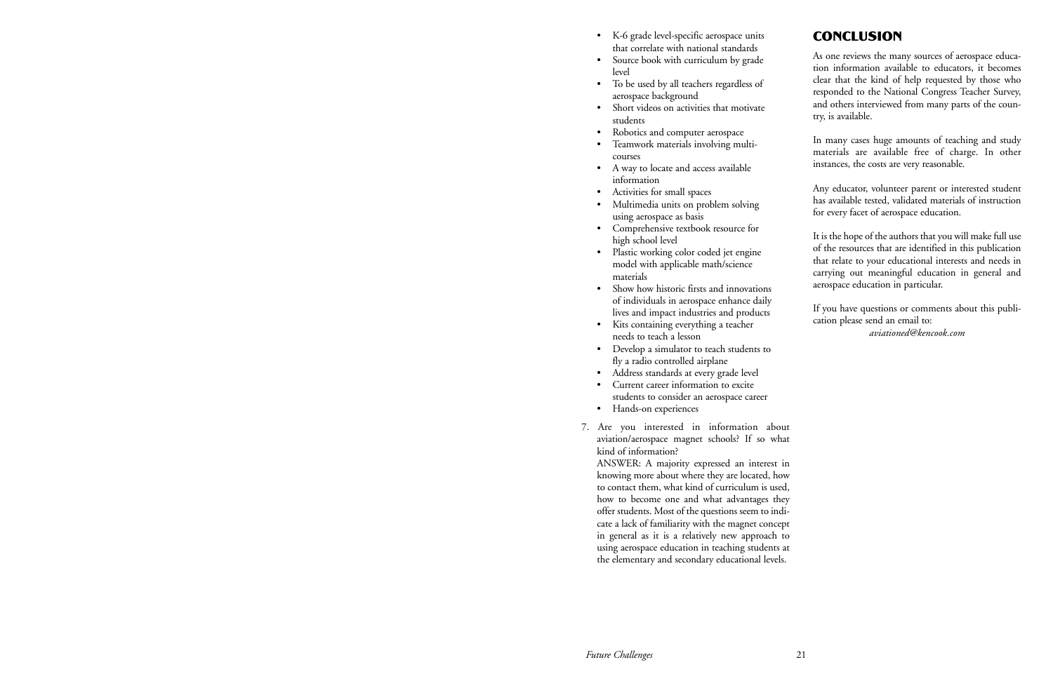- K-6 grade level-specific aerospace units that correlate with national standards
- Source book with curriculum by grade level
- To be used by all teachers regardless of aerospace background
- Short videos on activities that motivate students
- Robotics and computer aerospace
- Teamwork materials involving multi-courses
- A way to locate and access available information
- Activities for small spaces
- Multimedia units on problem solving using aerospace as basis
- Comprehensive textbook resource for high school level
- Plastic working color coded jet engine model with applicable math/science materials
- Show how historic firsts and innovations of individuals in aerospace enhance daily lives and impact industries and products
- Kits containing everything a teacher needs to teach a lesson
- Develop a simulator to teach students to fly a radio controlled airplane
- Address standards at every grade level
- Current career information to excite students to consider an aerospace career
- Hands-on experiences

7. Are you interested in information about aviation/aerospace magnet schools? If so what kind of information?
   ANSWER: A majority expressed an interest in knowing more about where they are located, how to contact them, what kind of curriculum is used, how to become one and what advantages they offer students. Most of the questions seem to indicate a lack of familiarity with the magnet concept in general as it is a relatively new approach to using aerospace education in teaching students at the elementary and secondary educational levels.

## CONCLUSION

As one reviews the many sources of aerospace education information available to educators, it becomes clear that the kind of help requested by those who responded to the National Congress Teacher Survey, and others interviewed from many parts of the country, is available.

In many cases huge amounts of teaching and study materials are available free of charge. In other instances, the costs are very reasonable.

Any educator, volunteer parent or interested student has available tested, validated materials of instruction for every facet of aerospace education.

It is the hope of the authors that you will make full use of the resources that are identified in this publication that relate to your educational interests and needs in carrying out meaningful education in general and aerospace education in particular.

If you have questions or comments about this publication please send an email to:
*aviationed@kencook.com*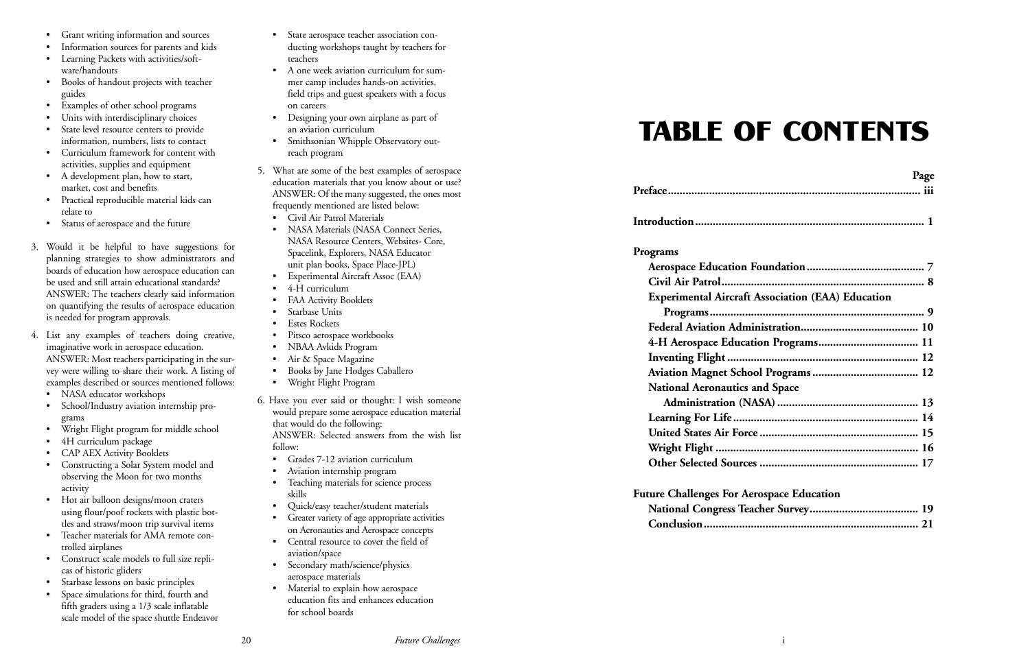- Grant writing information and sources
- Information sources for parents and kids
- Learning Packets with activities/software/handouts
- Books of handout projects with teacher guides
- Examples of other school programs
- Units with interdisciplinary choices
- State level resource centers to provide information, numbers, lists to contact
- Curriculum framework for content with activities, supplies and equipment
- A development plan, how to start, market, cost and benefits
- Practical reproducible material kids can relate to
- Status of aerospace and the future

3. Would it be helpful to have suggestions for planning strategies to show administrators and boards of education how aerospace education can be used and still attain educational standards? ANSWER: The teachers clearly said information on quantifying the results of aerospace education is needed for program approvals.

4. List any examples of teachers doing creative, imaginative work in aerospace education. ANSWER: Most teachers participating in the survey were willing to share their work. A listing of examples described or sources mentioned follows:
   - NASA educator workshops
   - School/Industry aviation internship programs
   - Wright Flight program for middle school
   - 4H curriculum package
   - CAP AEX Activity Booklets
   - Constructing a Solar System model and observing the Moon for two months activity
   - Hot air balloon designs/moon craters using flour/poof rockets with plastic bottles and straws/moon trip survival items
   - Teacher materials for AMA remote controlled airplanes
   - Construct scale models to full size replicas of historic gliders
   - Starbase lessons on basic principles
   - Space simulations for third, fourth and fifth graders using a 1/3 scale inflatable scale model of the space shuttle Endeavor
   - State aerospace teacher association conducting workshops taught by teachers for teachers
   - A one week aviation curriculum for summer camp includes hands-on activities, field trips and guest speakers with a focus on careers
   - Designing your own airplane as part of an aviation curriculum
   - Smithsonian Whipple Observatory outreach program

5. What are some of the best examples of aerospace education materials that you know about or use? ANSWER: Of the many suggested, the ones most frequently mentioned are listed below:
   - Civil Air Patrol Materials
   - NASA Materials (NASA Connect Series, NASA Resource Centers, Websites- Core, Spacelink, Explorers, NASA Educator unit plan books, Space Place-JPL)
   - Experimental Aircraft Assoc (EAA)
   - 4-H curriculum
   - FAA Activity Booklets
   - Starbase Units
   - Estes Rockets
   - Pitsco aerospace workbooks
   - NBAA Avkids Program
   - Air & Space Magazine
   - Books by Jane Hodges Caballero
   - Wright Flight Program

6. Have you ever said or thought: I wish someone would prepare some aerospace education material that would do the following: ANSWER: Selected answers from the wish list follow:
   - Grades 7-12 aviation curriculum
   - Aviation internship program
   - Teaching materials for science process skills
   - Quick/easy teacher/student materials
   - Greater variety of age appropriate activities on Aeronautics and Aerospace concepts
   - Central resource to cover the field of aviation/space
   - Secondary math/science/physics aerospace materials
   - Material to explain how aerospace education fits and enhances education for school boards

# TABLE OF CONTENTS

| | Page |
|---|---|
| **Preface** | **iii** |
| **Introduction** | **1** |
| **Programs** | |
| **Aerospace Education Foundation** | **7** |
| **Civil Air Patrol** | **8** |
| **Experimental Aircraft Association (EAA) Education Programs** | **9** |
| **Federal Aviation Administration** | **10** |
| **4-H Aerospace Education Programs** | **11** |
| **Inventing Flight** | **12** |
| **Aviation Magnet School Programs** | **12** |
| **National Aeronautics and Space Administration (NASA)** | **13** |
| **Learning For Life** | **14** |
| **United States Air Force** | **15** |
| **Wright Flight** | **16** |
| **Other Selected Sources** | **17** |
| **Future Challenges For Aerospace Education** | |
| **National Congress Teacher Survey** | **19** |
| **Conclusion** | **21** |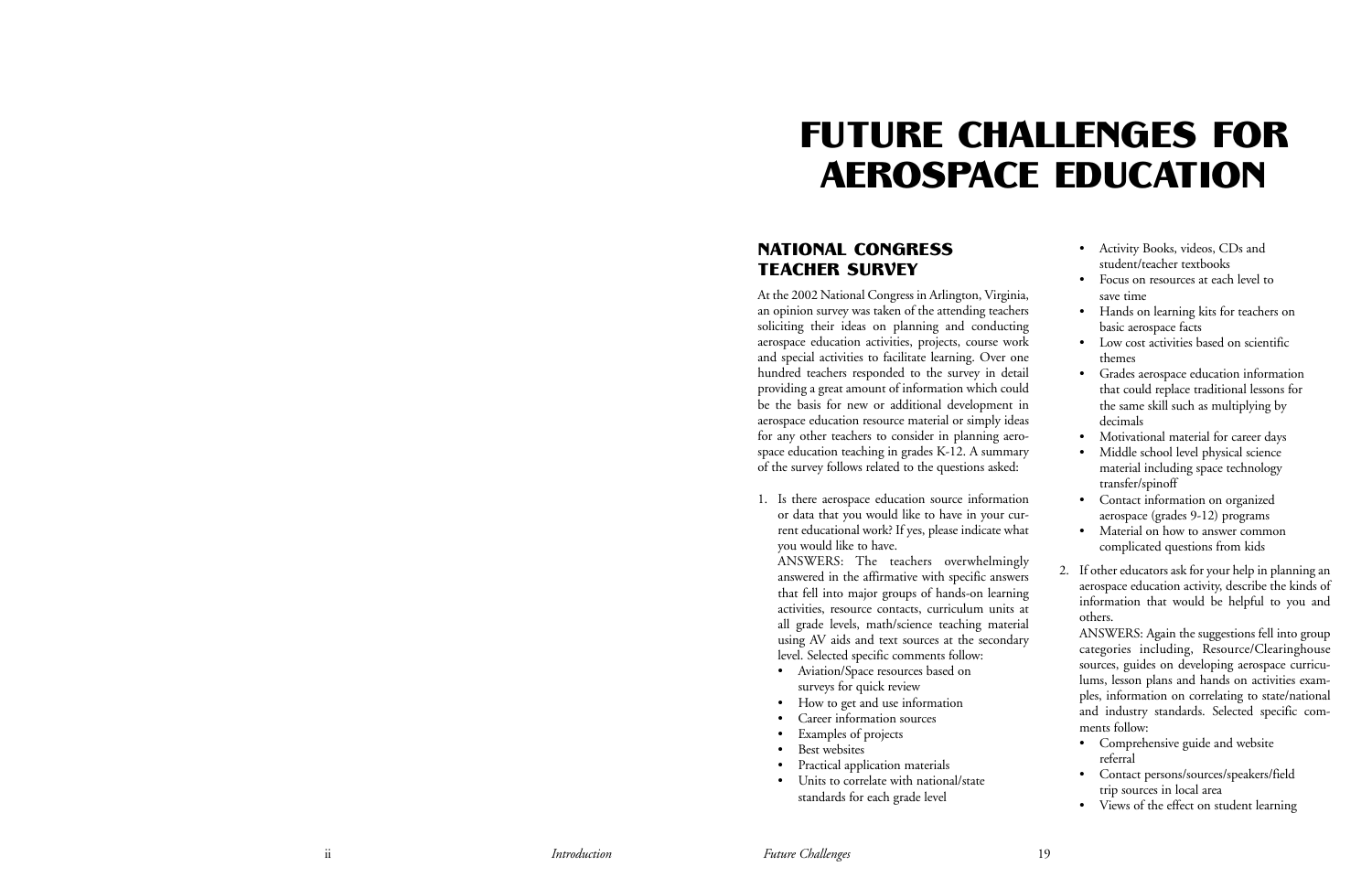# FUTURE CHALLENGES FOR AEROSPACE EDUCATION

## NATIONAL CONGRESS TEACHER SURVEY

At the 2002 National Congress in Arlington, Virginia, an opinion survey was taken of the attending teachers soliciting their ideas on planning and conducting aerospace education activities, projects, course work and special activities to facilitate learning. Over one hundred teachers responded to the survey in detail providing a great amount of information which could be the basis for new or additional development in aerospace education resource material or simply ideas for any other teachers to consider in planning aerospace education teaching in grades K-12. A summary of the survey follows related to the questions asked:

1. Is there aerospace education source information or data that you would like to have in your current educational work? If yes, please indicate what you would like to have.

   ANSWERS: The teachers overwhelmingly answered in the affirmative with specific answers that fell into major groups of hands-on learning activities, resource contacts, curriculum units at all grade levels, math/science teaching material using AV aids and text sources at the secondary level. Selected specific comments follow:

   - Aviation/Space resources based on surveys for quick review
   - How to get and use information
   - Career information sources
   - Examples of projects
   - Best websites
   - Practical application materials
   - Units to correlate with national/state standards for each grade level
   - Activity Books, videos, CDs and student/teacher textbooks
   - Focus on resources at each level to save time
   - Hands on learning kits for teachers on basic aerospace facts
   - Low cost activities based on scientific themes
   - Grades aerospace education information that could replace traditional lessons for the same skill such as multiplying by decimals
   - Motivational material for career days
   - Middle school level physical science material including space technology transfer/spinoff
   - Contact information on organized aerospace (grades 9-12) programs
   - Material on how to answer common complicated questions from kids

2. If other educators ask for your help in planning an aerospace education activity, describe the kinds of information that would be helpful to you and others.

   ANSWERS: Again the suggestions fell into group categories including, Resource/Clearinghouse sources, guides on developing aerospace curriculums, lesson plans and hands on activities examples, information on correlating to state/national and industry standards. Selected specific comments follow:

   - Comprehensive guide and website referral
   - Contact persons/sources/speakers/field trip sources in local area
   - Views of the effect on student learning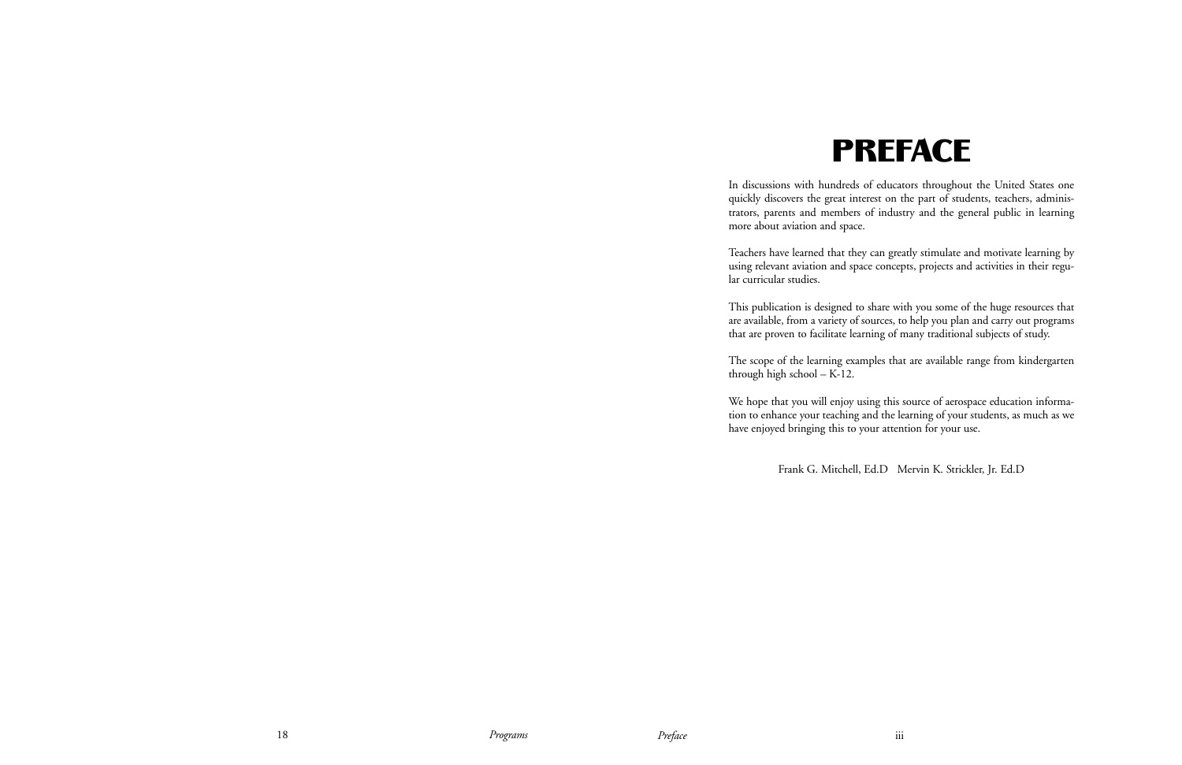# PREFACE

In discussions with hundreds of educators throughout the United States one quickly discovers the great interest on the part of students, teachers, administrators, parents and members of industry and the general public in learning more about aviation and space.

Teachers have learned that they can greatly stimulate and motivate learning by using relevant aviation and space concepts, projects and activities in their regular curricular studies.

This publication is designed to share with you some of the huge resources that are available, from a variety of sources, to help you plan and carry out programs that are proven to facilitate learning of many traditional subjects of study.

The scope of the learning examples that are available range from kindergarten through high school – K-12.

We hope that you will enjoy using this source of aerospace education information to enhance your teaching and the learning of your students, as much as we have enjoyed bringing this to your attention for your use.

Frank G. Mitchell, Ed.D   Mervin K. Strickler, Jr. Ed.D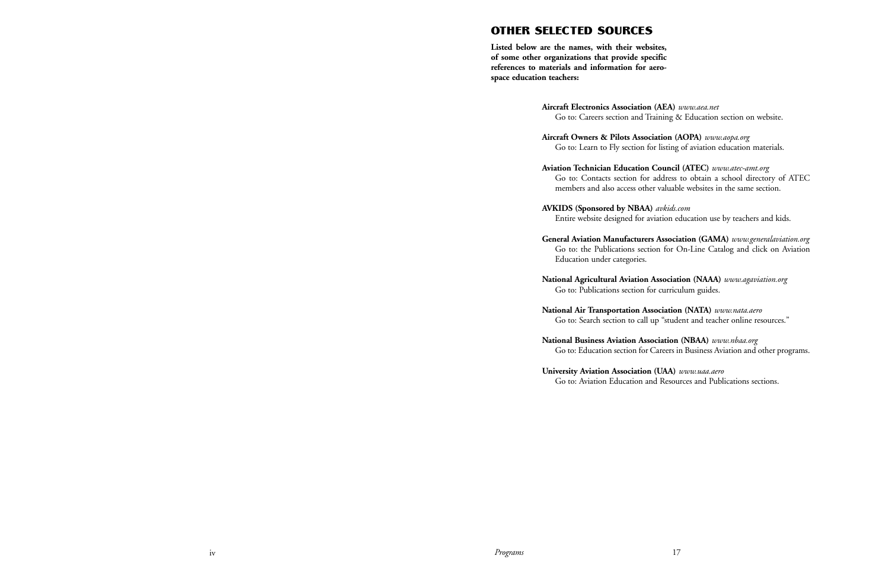## OTHER SELECTED SOURCES

**Listed below are the names, with their websites, of some other organizations that provide specific references to materials and information for aerospace education teachers:**

**Aircraft Electronics Association (AEA)** *www.aea.net*
Go to: Careers section and Training & Education section on website.

**Aircraft Owners & Pilots Association (AOPA)** *www.aopa.org*
Go to: Learn to Fly section for listing of aviation education materials.

**Aviation Technician Education Council (ATEC)** *www.atec-amt.org*
Go to: Contacts section for address to obtain a school directory of ATEC members and also access other valuable websites in the same section.

**AVKIDS (Sponsored by NBAA)** *avkids.com*
Entire website designed for aviation education use by teachers and kids.

**General Aviation Manufacturers Association (GAMA)** *www.generalaviation.org*
Go to: the Publications section for On-Line Catalog and click on Aviation Education under categories.

**National Agricultural Aviation Association (NAAA)** *www.agaviation.org*
Go to: Publications section for curriculum guides.

**National Air Transportation Association (NATA)** *www.nata.aero*
Go to: Search section to call up "student and teacher online resources."

**National Business Aviation Association (NBAA)** *www.nbaa.org*
Go to: Education section for Careers in Business Aviation and other programs.

**University Aviation Association (UAA)** *www.uaa.aero*
Go to: Aviation Education and Resources and Publications sections.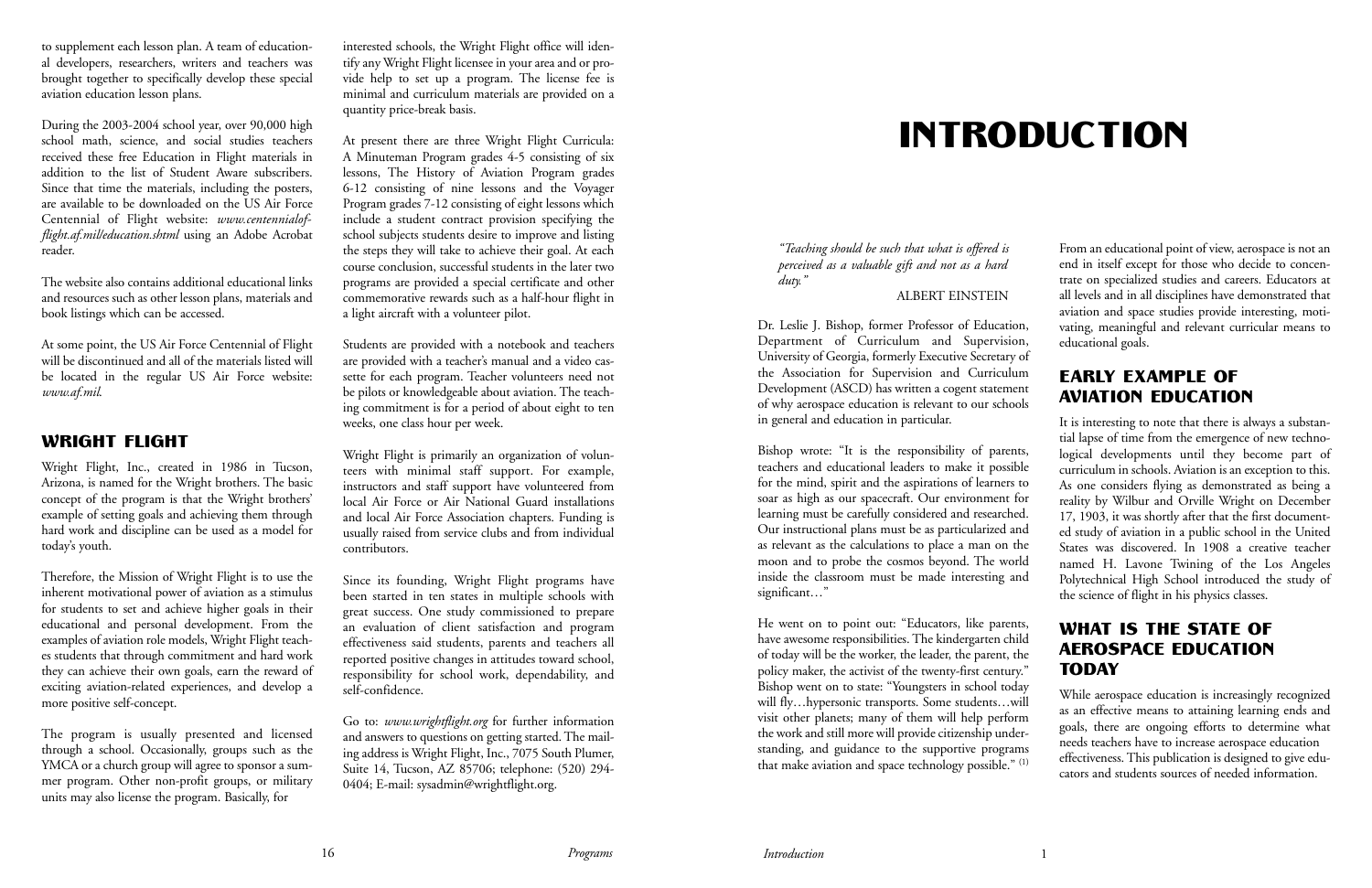to supplement each lesson plan. A team of educational developers, researchers, writers and teachers was brought together to specifically develop these special aviation education lesson plans.

During the 2003-2004 school year, over 90,000 high school math, science, and social studies teachers received these free Education in Flight materials in addition to the list of Student Aware subscribers. Since that time the materials, including the posters, are available to be downloaded on the US Air Force Centennial of Flight website: *www.centennialofflight.af.mil/education.shtml* using an Adobe Acrobat reader.

The website also contains additional educational links and resources such as other lesson plans, materials and book listings which can be accessed.

At some point, the US Air Force Centennial of Flight will be discontinued and all of the materials listed will be located in the regular US Air Force website: *www.af.mil.*

## WRIGHT FLIGHT

Wright Flight, Inc., created in 1986 in Tucson, Arizona, is named for the Wright brothers. The basic concept of the program is that the Wright brothers' example of setting goals and achieving them through hard work and discipline can be used as a model for today's youth.

Therefore, the Mission of Wright Flight is to use the inherent motivational power of aviation as a stimulus for students to set and achieve higher goals in their educational and personal development. From the examples of aviation role models, Wright Flight teaches students that through commitment and hard work they can achieve their own goals, earn the reward of exciting aviation-related experiences, and develop a more positive self-concept.

The program is usually presented and licensed through a school. Occasionally, groups such as the YMCA or a church group will agree to sponsor a summer program. Other non-profit groups, or military units may also license the program. Basically, for interested schools, the Wright Flight office will identify any Wright Flight licensee in your area and or provide help to set up a program. The license fee is minimal and curriculum materials are provided on a quantity price-break basis.

At present there are three Wright Flight Curricula: A Minuteman Program grades 4-5 consisting of six lessons, The History of Aviation Program grades 6-12 consisting of nine lessons and the Voyager Program grades 7-12 consisting of eight lessons which include a student contract provision specifying the school subjects students desire to improve and listing the steps they will take to achieve their goal. At each course conclusion, successful students in the later two programs are provided a special certificate and other commemorative rewards such as a half-hour flight in a light aircraft with a volunteer pilot.

Students are provided with a notebook and teachers are provided with a teacher's manual and a video cassette for each program. Teacher volunteers need not be pilots or knowledgeable about aviation. The teaching commitment is for a period of about eight to ten weeks, one class hour per week.

Wright Flight is primarily an organization of volunteers with minimal staff support. For example, instructors and staff support have volunteered from local Air Force or Air National Guard installations and local Air Force Association chapters. Funding is usually raised from service clubs and from individual contributors.

Since its founding, Wright Flight programs have been started in ten states in multiple schools with great success. One study commissioned to prepare an evaluation of client satisfaction and program effectiveness said students, parents and teachers all reported positive changes in attitudes toward school, responsibility for school work, dependability, and self-confidence.

Go to: *www.wrightflight.org* for further information and answers to questions on getting started. The mailing address is Wright Flight, Inc., 7075 South Plumer, Suite 14, Tucson, AZ 85706; telephone: (520) 294-0404; E-mail: sysadmin@wrightflight.org.

# INTRODUCTION

*"Teaching should be such that what is offered is perceived as a valuable gift and not as a hard duty."*

ALBERT EINSTEIN

Dr. Leslie J. Bishop, former Professor of Education, Department of Curriculum and Supervision, University of Georgia, formerly Executive Secretary of the Association for Supervision and Curriculum Development (ASCD) has written a cogent statement of why aerospace education is relevant to our schools in general and education in particular.

Bishop wrote: "It is the responsibility of parents, teachers and educational leaders to make it possible for the mind, spirit and the aspirations of learners to soar as high as our spacecraft. Our environment for learning must be carefully considered and researched. Our instructional plans must be as particularized and as relevant as the calculations to place a man on the moon and to probe the cosmos beyond. The world inside the classroom must be made interesting and significant…"

He went on to point out: "Educators, like parents, have awesome responsibilities. The kindergarten child of today will be the worker, the leader, the parent, the policy maker, the activist of the twenty-first century." Bishop went on to state: "Youngsters in school today will fly…hypersonic transports. Some students…will visit other planets; many of them will help perform the work and still more will provide citizenship understanding, and guidance to the supportive programs that make aviation and space technology possible." [1]

From an educational point of view, aerospace is not an end in itself except for those who decide to concentrate on specialized studies and careers. Educators at all levels and in all disciplines have demonstrated that aviation and space studies provide interesting, motivating, meaningful and relevant curricular means to educational goals.

## EARLY EXAMPLE OF AVIATION EDUCATION

It is interesting to note that there is always a substantial lapse of time from the emergence of new technological developments until they become part of curriculum in schools. Aviation is an exception to this. As one considers flying as demonstrated as being a reality by Wilbur and Orville Wright on December 17, 1903, it was shortly after that the first documented study of aviation in a public school in the United States was discovered. In 1908 a creative teacher named H. Lavone Twining of the Los Angeles Polytechnical High School introduced the study of the science of flight in his physics classes.

## WHAT IS THE STATE OF AEROSPACE EDUCATION TODAY

While aerospace education is increasingly recognized as an effective means to attaining learning ends and goals, there are ongoing efforts to determine what needs teachers have to increase aerospace education effectiveness. This publication is designed to give educators and students sources of needed information.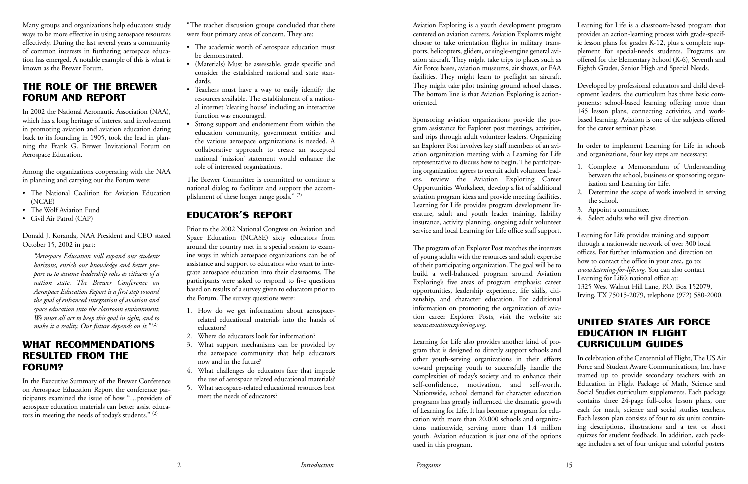Many groups and organizations help educators study ways to be more effective in using aerospace resources effectively. During the last several years a community of common interests in furthering aerospace education has emerged. A notable example of this is what is known as the Brewer Forum.

## THE ROLE OF THE BREWER FORUM AND REPORT

In 2002 the National Aeronautic Association (NAA), which has a long heritage of interest and involvement in promoting aviation and aviation education dating back to its founding in 1905, took the lead in planning the Frank G. Brewer Invitational Forum on Aerospace Education.

Among the organizations cooperating with the NAA in planning and carrying out the Forum were:

- The National Coalition for Aviation Education (NCAE)
- The Wolf Aviation Fund
- Civil Air Patrol (CAP)

Donald J. Koranda, NAA President and CEO stated October 15, 2002 in part:

> *"Aerospace Education will expand our students horizons, enrich our knowledge and better prepare us to assume leadership roles as citizens of a nation state. The Brewer Conference on Aerospace Education Report is a first step toward the goal of enhanced integration of aviation and space education into the classroom environment. We must all act to keep this goal in sight, and to make it a reality. Our future depends on it."* (2)

## WHAT RECOMMENDATIONS RESULTED FROM THE FORUM?

In the Executive Summary of the Brewer Conference on Aerospace Education Report the conference participants examined the issue of how "…providers of aerospace education materials can better assist educators in meeting the needs of today's students." (2)

"The teacher discussion groups concluded that there were four primary areas of concern. They are:

- The academic worth of aerospace education must be demonstrated.
- (Materials) Must be assessable, grade specific and consider the established national and state standards.
- Teachers must have a way to easily identify the resources available. The establishment of a national internet 'clearing house' including an interactive function was encouraged.
- Strong support and endorsement from within the education community, government entities and the various aerospace organizations is needed. A collaborative approach to create an accepted national 'mission' statement would enhance the role of interested organizations.

The Brewer Committee is committed to continue a national dialog to facilitate and support the accomplishment of these longer range goals." (2)

## EDUCATOR'S REPORT

Prior to the 2002 National Congress on Aviation and Space Education (NCASE) sixty educators from around the country met in a special session to examine ways in which aerospace organizations can be of assistance and support to educators who want to integrate aerospace education into their classrooms. The participants were asked to respond to five questions based on results of a survey given to educators prior to the Forum. The survey questions were:

1. How do we get information about aerospace-related educational materials into the hands of educators?
2. Where do educators look for information?
3. What support mechanisms can be provided by the aerospace community that help educators now and in the future?
4. What challenges do educators face that impede the use of aerospace related educational materials?
5. What aerospace-related educational resources best meet the needs of educators?

Aviation Exploring is a youth development program centered on aviation careers. Aviation Explorers might choose to take orientation flights in military transports, helicopters, gliders, or single-engine general aviation aircraft. They might take trips to places such as Air Force bases, aviation museums, air shows, or FAA facilities. They might learn to preflight an aircraft. They might take pilot training ground school classes. The bottom line is that Aviation Exploring is action-oriented.

Sponsoring aviation organizations provide the program assistance for Explorer post meetings, activities, and trips through adult volunteer leaders. Organizing an Explorer Post involves key staff members of an aviation organization meeting with a Learning for Life representative to discuss how to begin. The participating organization agrees to recruit adult volunteer leaders, review the Aviation Exploring Career Opportunities Worksheet, develop a list of additional aviation program ideas and provide meeting facilities. Learning for Life provides program development literature, adult and youth leader training, liability insurance, activity planning, ongoing adult volunteer service and local Learning for Life office staff support.

The program of an Explorer Post matches the interests of young adults with the resources and adult expertise of their participating organization. The goal will be to build a well-balanced program around Aviation Exploring's five areas of program emphasis: career opportunities, leadership experience, life skills, citizenship, and character education. For additional information on promoting the organization of aviation career Explorer Posts, visit the website at: *www.aviationexploring.org.*

Learning for Life also provides another kind of program that is designed to directly support schools and other youth-serving organizations in their efforts toward preparing youth to successfully handle the complexities of today's society and to enhance their self-confidence, motivation, and self-worth. Nationwide, school demand for character education programs has greatly influenced the dramatic growth of Learning for Life. It has become a program for education with more than 20,000 schools and organizations nationwide, serving more than 1.4 million youth. Aviation education is just one of the options used in this program.

Learning for Life is a classroom-based program that provides an action-learning process with grade-specific lesson plans for grades K-12, plus a complete supplement for special-needs students. Programs are offered for the Elementary School (K-6), Seventh and Eighth Grades, Senior High and Special Needs.

Developed by professional educators and child development leaders, the curriculum has three basic components: school-based learning offering more than 145 lesson plans, connecting activities, and work-based learning. Aviation is one of the subjects offered for the career seminar phase.

In order to implement Learning for Life in schools and organizations, four key steps are necessary:

1. Complete a Memorandum of Understanding between the school, business or sponsoring organization and Learning for Life.
2. Determine the scope of work involved in serving the school.
3. Appoint a committee.
4. Select adults who will give direction.

Learning for Life provides training and support through a nationwide network of over 300 local offices. For further information and direction on how to contact the office in your area, go to: *www.learning-for-life.org.* You can also contact Learning for Life's national office at:
1325 West Walnut Hill Lane, P.O. Box 152079, Irving, TX 75015-2079, telephone (972) 580-2000.

## UNITED STATES AIR FORCE EDUCATION IN FLIGHT CURRICULUM GUIDES

In celebration of the Centennial of Flight, The US Air Force and Student Aware Communications, Inc. have teamed up to provide secondary teachers with an Education in Flight Package of Math, Science and Social Studies curriculum supplements. Each package contains three 24-page full-color lesson plans, one each for math, science and social studies teachers. Each lesson plan consists of four to six units containing descriptions, illustrations and a test or short quizzes for student feedback. In addition, each package includes a set of four unique and colorful posters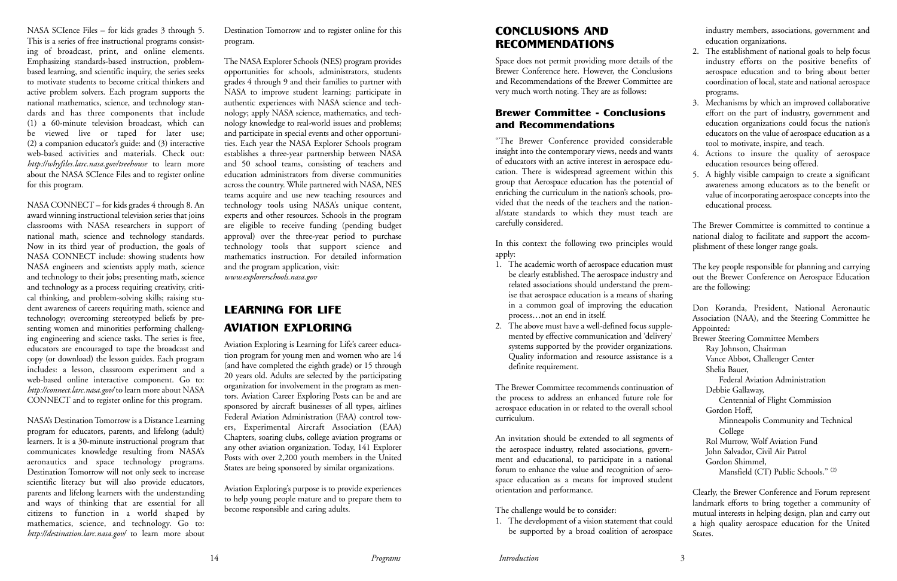NASA SCIence Files – for kids grades 3 through 5. This is a series of free instructional programs consisting of broadcast, print, and online elements. Emphasizing standards-based instruction, problem-based learning, and scientific inquiry, the series seeks to motivate students to become critical thinkers and active problem solvers. Each program supports the national mathematics, science, and technology standards and has three components that include (1) a 60-minute television broadcast, which can be viewed live or taped for later use; (2) a companion educator's guide: and (3) interactive web-based activities and materials. Check out: *http://whyfiles.larc.nasa.gov/treehouse* to learn more about the NASA SCIence Files and to register online for this program.

NASA CONNECT – for kids grades 4 through 8. An award winning instructional television series that joins classrooms with NASA researchers in support of national math, science and technology standards. Now in its third year of production, the goals of NASA CONNECT include: showing students how NASA engineers and scientists apply math, science and technology to their jobs; presenting math, science and technology as a process requiring creativity, critical thinking, and problem-solving skills; raising student awareness of careers requiring math, science and technology; overcoming stereotyped beliefs by presenting women and minorities performing challenging engineering and science tasks. The series is free, educators are encouraged to tape the broadcast and copy (or download) the lesson guides. Each program includes: a lesson, classroom experiment and a web-based online interactive component. Go to: *http://connect.larc.nasa.gov/* to learn more about NASA CONNECT and to register online for this program.

NASA's Destination Tomorrow is a Distance Learning program for educators, parents, and lifelong (adult) learners. It is a 30-minute instructional program that communicates knowledge resulting from NASA's aeronautics and space technology programs. Destination Tomorrow will not only seek to increase scientific literacy but will also provide educators, parents and lifelong learners with the understanding and ways of thinking that are essential for all citizens to function in a world shaped by mathematics, science, and technology. Go to: *http://destination.larc.nasa.gov/* to learn more about Destination Tomorrow and to register online for this program.

The NASA Explorer Schools (NES) program provides opportunities for schools, administrators, students grades 4 through 9 and their families to partner with NASA to improve student learning; participate in authentic experiences with NASA science and technology; apply NASA science, mathematics, and technology knowledge to real-world issues and problems; and participate in special events and other opportunities. Each year the NASA Explorer Schools program establishes a three-year partnership between NASA and 50 school teams, consisting of teachers and education administrators from diverse communities across the country. While partnered with NASA, NES teams acquire and use new teaching resources and technology tools using NASA's unique content, experts and other resources. Schools in the program are eligible to receive funding (pending budget approval) over the three-year period to purchase technology tools that support science and mathematics instruction. For detailed information and the program application, visit: *www.explorerschools.nasa.gov*

## LEARNING FOR LIFE AVIATION EXPLORING

Aviation Exploring is Learning for Life's career education program for young men and women who are 14 (and have completed the eighth grade) or 15 through 20 years old. Adults are selected by the participating organization for involvement in the program as mentors. Aviation Career Exploring Posts can be and are sponsored by aircraft businesses of all types, airlines Federal Aviation Administration (FAA) control towers, Experimental Aircraft Association (EAA) Chapters, soaring clubs, college aviation programs or any other aviation organization. Today, 141 Explorer Posts with over 2,200 youth members in the United States are being sponsored by similar organizations.

Aviation Exploring's purpose is to provide experiences to help young people mature and to prepare them to become responsible and caring adults.

## CONCLUSIONS AND RECOMMENDATIONS

Space does not permit providing more details of the Brewer Conference here. However, the Conclusions and Recommendations of the Brewer Committee are very much worth noting. They are as follows:

### Brewer Committee - Conclusions and Recommendations

"The Brewer Conference provided considerable insight into the contemporary views, needs and wants of educators with an active interest in aerospace education. There is widespread agreement within this group that Aerospace education has the potential of enriching the curriculum in the nation's schools, provided that the needs of the teachers and the national/state standards to which they must teach are carefully considered.

In this context the following two principles would apply:

1. The academic worth of aerospace education must be clearly established. The aerospace industry and related associations should understand the premise that aerospace education is a means of sharing in a common goal of improving the education process…not an end in itself.
2. The above must have a well-defined focus supplemented by effective communication and 'delivery' systems supported by the provider organizations. Quality information and resource assistance is a definite requirement.

The Brewer Committee recommends continuation of the process to address an enhanced future role for aerospace education in or related to the overall school curriculum.

An invitation should be extended to all segments of the aerospace industry, related associations, government and educational, to participate in a national forum to enhance the value and recognition of aerospace education as a means for improved student orientation and performance.

The challenge would be to consider:

1. The development of a vision statement that could be supported by a broad coalition of aerospace industry members, associations, government and education organizations.
2. The establishment of national goals to help focus industry efforts on the positive benefits of aerospace education and to bring about better coordination of local, state and national aerospace programs.
3. Mechanisms by which an improved collaborative effort on the part of industry, government and education organizations could focus the nation's educators on the value of aerospace education as a tool to motivate, inspire, and teach.
4. Actions to insure the quality of aerospace education resources being offered.
5. A highly visible campaign to create a significant awareness among educators as to the benefit or value of incorporating aerospace concepts into the educational process.

The Brewer Committee is committed to continue a national dialog to facilitate and support the accomplishment of these longer range goals.

The key people responsible for planning and carrying out the Brewer Conference on Aerospace Education are the following:

Don Koranda, President, National Aeronautic Association (NAA), and the Steering Committee he Appointed:

Brewer Steering Committee Members
- Ray Johnson, Chairman
- Vance Abbot, Challenger Center
- Shelia Bauer, Federal Aviation Administration
- Debbie Gallaway, Centennial of Flight Commission
- Gordon Hoff, Minneapolis Community and Technical College
- Rol Murrow, Wolf Aviation Fund
- John Salvador, Civil Air Patrol
- Gordon Shimmel, Mansfield (CT) Public Schools." [2]

Clearly, the Brewer Conference and Forum represent landmark efforts to bring together a community of mutual interests in helping design, plan and carry out a high quality aerospace education for the United States.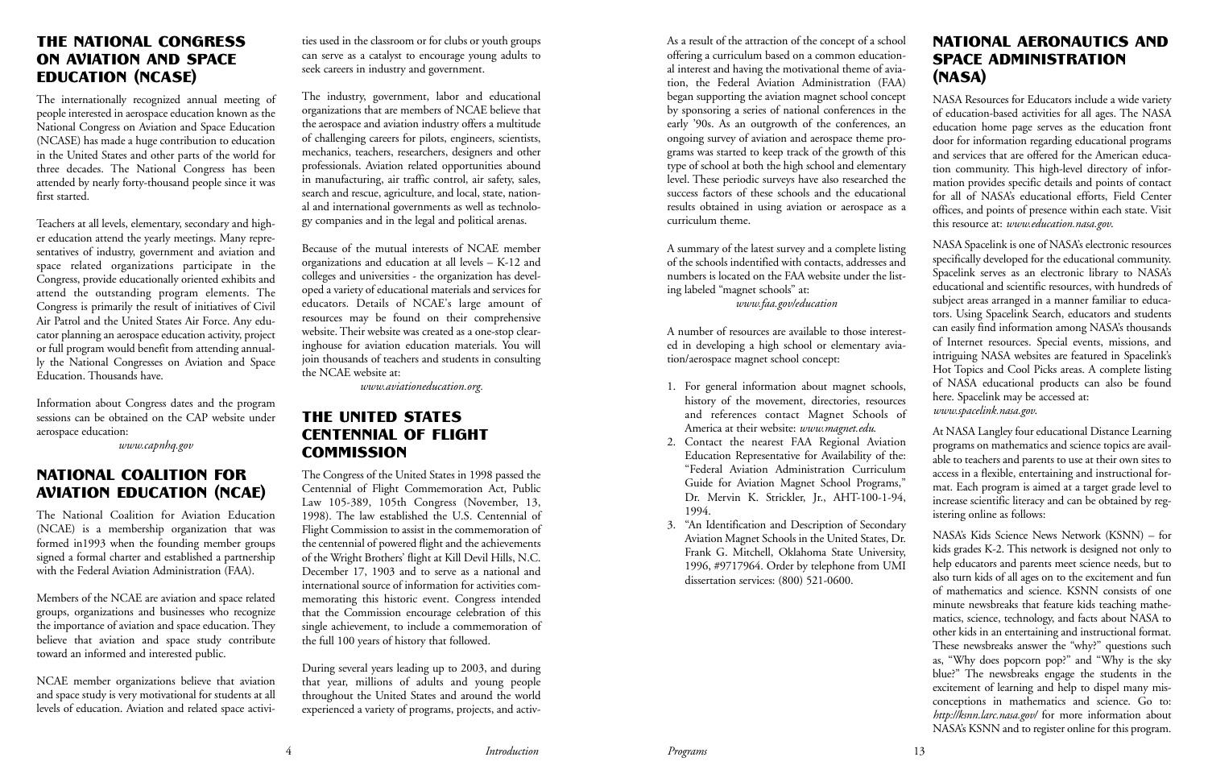## THE NATIONAL CONGRESS ON AVIATION AND SPACE EDUCATION (NCASE)

The internationally recognized annual meeting of people interested in aerospace education known as the National Congress on Aviation and Space Education (NCASE) has made a huge contribution to education in the United States and other parts of the world for three decades. The National Congress has been attended by nearly forty-thousand people since it was first started.

Teachers at all levels, elementary, secondary and higher education attend the yearly meetings. Many representatives of industry, government and aviation and space related organizations participate in the Congress, provide educationally oriented exhibits and attend the outstanding program elements. The Congress is primarily the result of initiatives of Civil Air Patrol and the United States Air Force. Any educator planning an aerospace education activity, project or full program would benefit from attending annually the National Congresses on Aviation and Space Education. Thousands have.

Information about Congress dates and the program sessions can be obtained on the CAP website under aerospace education:

*www.capnhq.gov*

## NATIONAL COALITION FOR AVIATION EDUCATION (NCAE)

The National Coalition for Aviation Education (NCAE) is a membership organization that was formed in1993 when the founding member groups signed a formal charter and established a partnership with the Federal Aviation Administration (FAA).

Members of the NCAE are aviation and space related groups, organizations and businesses who recognize the importance of aviation and space education. They believe that aviation and space study contribute toward an informed and interested public.

NCAE member organizations believe that aviation and space study is very motivational for students at all levels of education. Aviation and related space activities used in the classroom or for clubs or youth groups can serve as a catalyst to encourage young adults to seek careers in industry and government.

The industry, government, labor and educational organizations that are members of NCAE believe that the aerospace and aviation industry offers a multitude of challenging careers for pilots, engineers, scientists, mechanics, teachers, researchers, designers and other professionals. Aviation related opportunities abound in manufacturing, air traffic control, air safety, sales, search and rescue, agriculture, and local, state, national and international governments as well as technology companies and in the legal and political arenas.

Because of the mutual interests of NCAE member organizations and education at all levels – K-12 and colleges and universities - the organization has developed a variety of educational materials and services for educators. Details of NCAE's large amount of resources may be found on their comprehensive website. Their website was created as a one-stop clearinghouse for aviation education materials. You will join thousands of teachers and students in consulting the NCAE website at:

*www.aviationeducation.org.*

## THE UNITED STATES CENTENNIAL OF FLIGHT COMMISSION

The Congress of the United States in 1998 passed the Centennial of Flight Commemoration Act, Public Law 105-389, 105th Congress (November, 13, 1998). The law established the U.S. Centennial of Flight Commission to assist in the commemoration of the centennial of powered flight and the achievements of the Wright Brothers' flight at Kill Devil Hills, N.C. December 17, 1903 and to serve as a national and international source of information for activities commemorating this historic event. Congress intended that the Commission encourage celebration of this single achievement, to include a commemoration of the full 100 years of history that followed.

During several years leading up to 2003, and during that year, millions of adults and young people throughout the United States and around the world experienced a variety of programs, projects, and activ-

As a result of the attraction of the concept of a school offering a curriculum based on a common educational interest and having the motivational theme of aviation, the Federal Aviation Administration (FAA) began supporting the aviation magnet school concept by sponsoring a series of national conferences in the early '90s. As an outgrowth of the conferences, an ongoing survey of aviation and aerospace theme programs was started to keep track of the growth of this type of school at both the high school and elementary level. These periodic surveys have also researched the success factors of these schools and the educational results obtained in using aviation or aerospace as a curriculum theme.

A summary of the latest survey and a complete listing of the schools indentified with contacts, addresses and numbers is located on the FAA website under the listing labeled "magnet schools" at:

*www.faa.gov/education*

A number of resources are available to those interested in developing a high school or elementary aviation/aerospace magnet school concept:

1. For general information about magnet schools, history of the movement, directories, resources and references contact Magnet Schools of America at their website: *www.magnet.edu.*
2. Contact the nearest FAA Regional Aviation Education Representative for Availability of the: "Federal Aviation Administration Curriculum Guide for Aviation Magnet School Programs," Dr. Mervin K. Strickler, Jr., AHT-100-1-94, 1994.
3. "An Identification and Description of Secondary Aviation Magnet Schools in the United States, Dr. Frank G. Mitchell, Oklahoma State University, 1996, #9717964. Order by telephone from UMI dissertation services: (800) 521-0600.

## NATIONAL AERONAUTICS AND SPACE ADMINISTRATION (NASA)

NASA Resources for Educators include a wide variety of education-based activities for all ages. The NASA education home page serves as the education front door for information regarding educational programs and services that are offered for the American education community. This high-level directory of information provides specific details and points of contact for all of NASA's educational efforts, Field Center offices, and points of presence within each state. Visit this resource at: *www.education.nasa.gov.*

NASA Spacelink is one of NASA's electronic resources specifically developed for the educational community. Spacelink serves as an electronic library to NASA's educational and scientific resources, with hundreds of subject areas arranged in a manner familiar to educators. Using Spacelink Search, educators and students can easily find information among NASA's thousands of Internet resources. Special events, missions, and intriguing NASA websites are featured in Spacelink's Hot Topics and Cool Picks areas. A complete listing of NASA educational products can also be found here. Spacelink may be accessed at:
*www.spacelink.nasa.gov.*

At NASA Langley four educational Distance Learning programs on mathematics and science topics are available to teachers and parents to use at their own sites to access in a flexible, entertaining and instructional format. Each program is aimed at a target grade level to increase scientific literacy and can be obtained by registering online as follows:

NASA's Kids Science News Network (KSNN) – for kids grades K-2. This network is designed not only to help educators and parents meet science needs, but to also turn kids of all ages on to the excitement and fun of mathematics and science. KSNN consists of one minute newsbreaks that feature kids teaching mathematics, science, technology, and facts about NASA to other kids in an entertaining and instructional format. These newsbreaks answer the "why?" questions such as, "Why does popcorn pop?" and "Why is the sky blue?" The newsbreaks engage the students in the excitement of learning and help to dispel many misconceptions in mathematics and science. Go to: *http://ksnn.larc.nasa.gov/* for more information about NASA's KSNN and to register online for this program.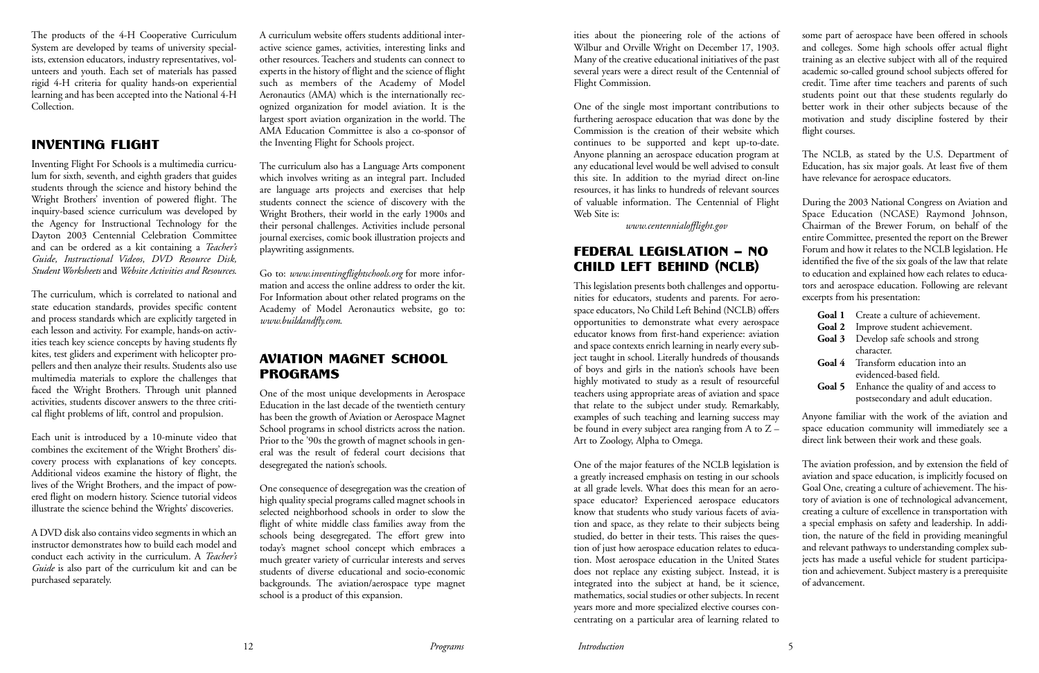The products of the 4-H Cooperative Curriculum System are developed by teams of university specialists, extension educators, industry representatives, volunteers and youth. Each set of materials has passed rigid 4-H criteria for quality hands-on experiential learning and has been accepted into the National 4-H Collection.

## INVENTING FLIGHT

Inventing Flight For Schools is a multimedia curriculum for sixth, seventh, and eighth graders that guides students through the science and history behind the Wright Brothers' invention of powered flight. The inquiry-based science curriculum was developed by the Agency for Instructional Technology for the Dayton 2003 Centennial Celebration Committee and can be ordered as a kit containing a *Teacher's Guide, Instructional Videos, DVD Resource Disk, Student Worksheets* and *Website Activities and Resources.*

The curriculum, which is correlated to national and state education standards, provides specific content and process standards which are explicitly targeted in each lesson and activity. For example, hands-on activities teach key science concepts by having students fly kites, test gliders and experiment with helicopter propellers and then analyze their results. Students also use multimedia materials to explore the challenges that faced the Wright Brothers. Through unit planned activities, students discover answers to the three critical flight problems of lift, control and propulsion.

Each unit is introduced by a 10-minute video that combines the excitement of the Wright Brothers' discovery process with explanations of key concepts. Additional videos examine the history of flight, the lives of the Wright Brothers, and the impact of powered flight on modern history. Science tutorial videos illustrate the science behind the Wrights' discoveries.

A DVD disk also contains video segments in which an instructor demonstrates how to build each model and conduct each activity in the curriculum. A *Teacher's Guide* is also part of the curriculum kit and can be purchased separately.

A curriculum website offers students additional interactive science games, activities, interesting links and other resources. Teachers and students can connect to experts in the history of flight and the science of flight such as members of the Academy of Model Aeronautics (AMA) which is the internationally recognized organization for model aviation. It is the largest sport aviation organization in the world. The AMA Education Committee is also a co-sponsor of the Inventing Flight for Schools project.

The curriculum also has a Language Arts component which involves writing as an integral part. Included are language arts projects and exercises that help students connect the science of discovery with the Wright Brothers, their world in the early 1900s and their personal challenges. Activities include personal journal exercises, comic book illustration projects and playwriting assignments.

Go to: *www.inventingflightschools.org* for more information and access the online address to order the kit. For Information about other related programs on the Academy of Model Aeronautics website, go to: *www.buildandfly.com.*

## AVIATION MAGNET SCHOOL PROGRAMS

One of the most unique developments in Aerospace Education in the last decade of the twentieth century has been the growth of Aviation or Aerospace Magnet School programs in school districts across the nation. Prior to the '90s the growth of magnet schools in general was the result of federal court decisions that desegregated the nation's schools.

One consequence of desegregation was the creation of high quality special programs called magnet schools in selected neighborhood schools in order to slow the flight of white middle class families away from the schools being desegregated. The effort grew into today's magnet school concept which embraces a much greater variety of curricular interests and serves students of diverse educational and socio-economic backgrounds. The aviation/aerospace type magnet school is a product of this expansion.

ities about the pioneering role of the actions of Wilbur and Orville Wright on December 17, 1903. Many of the creative educational initiatives of the past several years were a direct result of the Centennial of Flight Commission.

One of the single most important contributions to furthering aerospace education that was done by the Commission is the creation of their website which continues to be supported and kept up-to-date. Anyone planning an aerospace education program at any educational level would be well advised to consult this site. In addition to the myriad direct on-line resources, it has links to hundreds of relevant sources of valuable information. The Centennial of Flight Web Site is:

*www.centennialofflight.gov*

## FEDERAL LEGISLATION – NO CHILD LEFT BEHIND (NCLB)

This legislation presents both challenges and opportunities for educators, students and parents. For aerospace educators, No Child Left Behind (NCLB) offers opportunities to demonstrate what every aerospace educator knows from first-hand experience: aviation and space contexts enrich learning in nearly every subject taught in school. Literally hundreds of thousands of boys and girls in the nation's schools have been highly motivated to study as a result of resourceful teachers using appropriate areas of aviation and space that relate to the subject under study. Remarkably, examples of such teaching and learning success may be found in every subject area ranging from A to Z – Art to Zoology, Alpha to Omega.

One of the major features of the NCLB legislation is a greatly increased emphasis on testing in our schools at all grade levels. What does this mean for an aerospace educator? Experienced aerospace educators know that students who study various facets of aviation and space, as they relate to their subjects being studied, do better in their tests. This raises the question of just how aerospace education relates to education. Most aerospace education in the United States does not replace any existing subject. Instead, it is integrated into the subject at hand, be it science, mathematics, social studies or other subjects. In recent years more and more specialized elective courses concentrating on a particular area of learning related to some part of aerospace have been offered in schools and colleges. Some high schools offer actual flight training as an elective subject with all of the required academic so-called ground school subjects offered for credit. Time after time teachers and parents of such students point out that these students regularly do better work in their other subjects because of the motivation and study discipline fostered by their flight courses.

The NCLB, as stated by the U.S. Department of Education, has six major goals. At least five of them have relevance for aerospace educators.

During the 2003 National Congress on Aviation and Space Education (NCASE) Raymond Johnson, Chairman of the Brewer Forum, on behalf of the entire Committee, presented the report on the Brewer Forum and how it relates to the NCLB legislation. He identified the five of the six goals of the law that relate to education and explained how each relates to educators and aerospace education. Following are relevant excerpts from his presentation:

- **Goal 1** Create a culture of achievement.
- **Goal 2** Improve student achievement.
- **Goal 3** Develop safe schools and strong character.
- **Goal 4** Transform education into an evidenced-based field.
- **Goal 5** Enhance the quality of and access to postsecondary and adult education.

Anyone familiar with the work of the aviation and space education community will immediately see a direct link between their work and these goals.

The aviation profession, and by extension the field of aviation and space education, is implicitly focused on Goal One, creating a culture of achievement. The history of aviation is one of technological advancement, creating a culture of excellence in transportation with a special emphasis on safety and leadership. In addition, the nature of the field in providing meaningful and relevant pathways to understanding complex subjects has made a useful vehicle for student participation and achievement. Subject mastery is a prerequisite of advancement.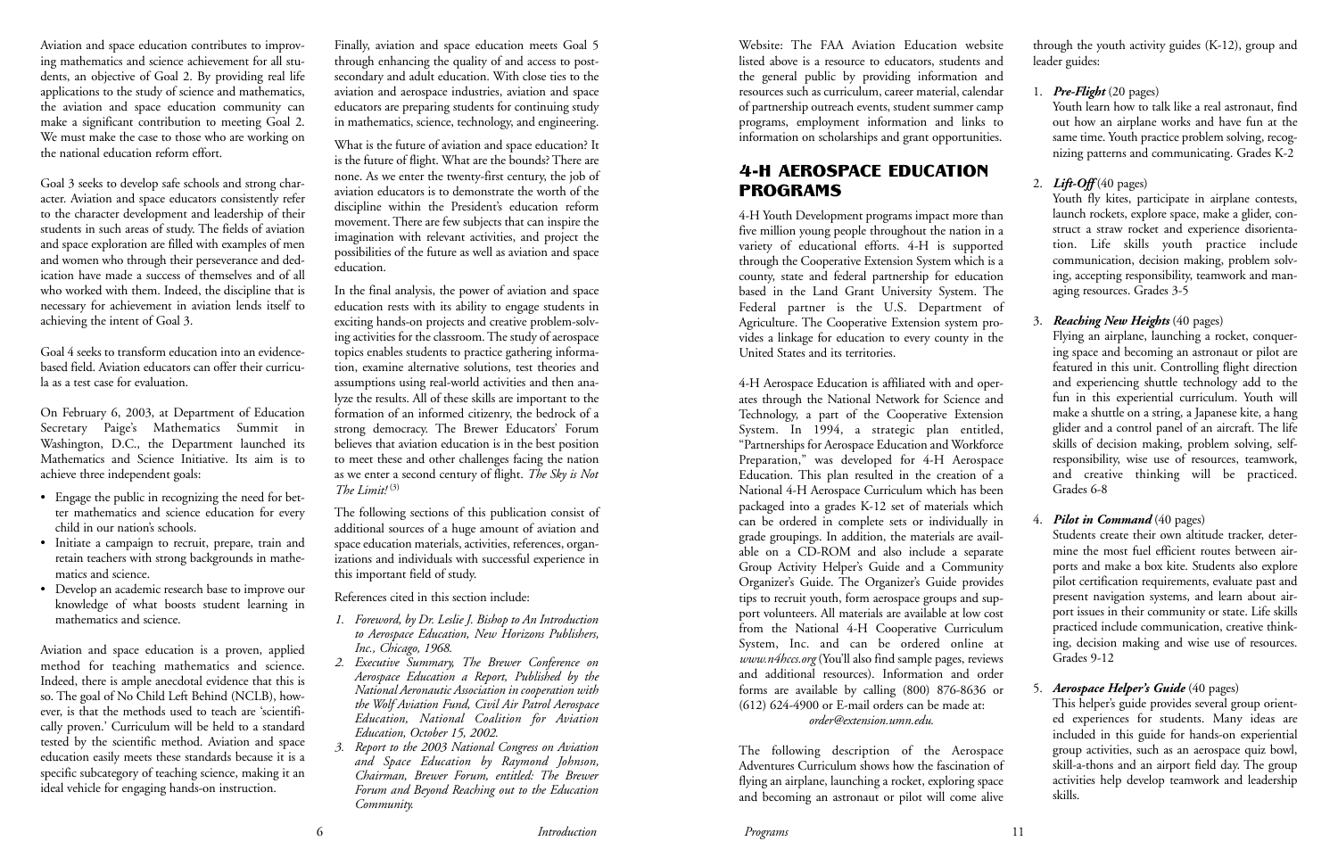Aviation and space education contributes to improving mathematics and science achievement for all students, an objective of Goal 2. By providing real life applications to the study of science and mathematics, the aviation and space education community can make a significant contribution to meeting Goal 2. We must make the case to those who are working on the national education reform effort.

Goal 3 seeks to develop safe schools and strong character. Aviation and space educators consistently refer to the character development and leadership of their students in such areas of study. The fields of aviation and space exploration are filled with examples of men and women who through their perseverance and dedication have made a success of themselves and of all who worked with them. Indeed, the discipline that is necessary for achievement in aviation lends itself to achieving the intent of Goal 3.

Goal 4 seeks to transform education into an evidence-based field. Aviation educators can offer their curricula as a test case for evaluation.

On February 6, 2003, at Department of Education Secretary Paige's Mathematics Summit in Washington, D.C., the Department launched its Mathematics and Science Initiative. Its aim is to achieve three independent goals:

- Engage the public in recognizing the need for better mathematics and science education for every child in our nation's schools.
- Initiate a campaign to recruit, prepare, train and retain teachers with strong backgrounds in mathematics and science.
- Develop an academic research base to improve our knowledge of what boosts student learning in mathematics and science.

Aviation and space education is a proven, applied method for teaching mathematics and science. Indeed, there is ample anecdotal evidence that this is so. The goal of No Child Left Behind (NCLB), however, is that the methods used to teach are 'scientifically proven.' Curriculum will be held to a standard tested by the scientific method. Aviation and space education easily meets these standards because it is a specific subcategory of teaching science, making it an ideal vehicle for engaging hands-on instruction.

Finally, aviation and space education meets Goal 5 through enhancing the quality of and access to post-secondary and adult education. With close ties to the aviation and aerospace industries, aviation and space educators are preparing students for continuing study in mathematics, science, technology, and engineering.

What is the future of aviation and space education? It is the future of flight. What are the bounds? There are none. As we enter the twenty-first century, the job of aviation educators is to demonstrate the worth of the discipline within the President's education reform movement. There are few subjects that can inspire the imagination with relevant activities, and project the possibilities of the future as well as aviation and space education.

In the final analysis, the power of aviation and space education rests with its ability to engage students in exciting hands-on projects and creative problem-solving activities for the classroom. The study of aerospace topics enables students to practice gathering information, examine alternative solutions, test theories and assumptions using real-world activities and then analyze the results. All of these skills are important to the formation of an informed citizenry, the bedrock of a strong democracy. The Brewer Educators' Forum believes that aviation education is in the best position to meet these and other challenges facing the nation as we enter a second century of flight. *The Sky is Not The Limit!* (3)

The following sections of this publication consist of additional sources of a huge amount of aviation and space education materials, activities, references, organizations and individuals with successful experience in this important field of study.

References cited in this section include:

1. *Foreword, by Dr. Leslie J. Bishop to An Introduction to Aerospace Education, New Horizons Publishers, Inc., Chicago, 1968.*
2. *Executive Summary, The Brewer Conference on Aerospace Education a Report, Published by the National Aeronautic Association in cooperation with the Wolf Aviation Fund, Civil Air Patrol Aerospace Education, National Coalition for Aviation Education, October 15, 2002.*
3. *Report to the 2003 National Congress on Aviation and Space Education by Raymond Johnson, Chairman, Brewer Forum, entitled: The Brewer Forum and Beyond Reaching out to the Education Community.*

Website: The FAA Aviation Education website listed above is a resource to educators, students and the general public by providing information and resources such as curriculum, career material, calendar of partnership outreach events, student summer camp programs, employment information and links to information on scholarships and grant opportunities.

## 4-H AEROSPACE EDUCATION PROGRAMS

4-H Youth Development programs impact more than five million young people throughout the nation in a variety of educational efforts. 4-H is supported through the Cooperative Extension System which is a county, state and federal partnership for education based in the Land Grant University System. The Federal partner is the U.S. Department of Agriculture. The Cooperative Extension system provides a linkage for education to every county in the United States and its territories.

4-H Aerospace Education is affiliated with and operates through the National Network for Science and Technology, a part of the Cooperative Extension System. In 1994, a strategic plan entitled, "Partnerships for Aerospace Education and Workforce Preparation," was developed for 4-H Aerospace Education. This plan resulted in the creation of a National 4-H Aerospace Curriculum which has been packaged into a grades K-12 set of materials which can be ordered in complete sets or individually in grade groupings. In addition, the materials are available on a CD-ROM and also include a separate Group Activity Helper's Guide and a Community Organizer's Guide. The Organizer's Guide provides tips to recruit youth, form aerospace groups and support volunteers. All materials are available at low cost from the National 4-H Cooperative Curriculum System, Inc. and can be ordered online at *www.n4hccs.org* (You'll also find sample pages, reviews and additional resources). Information and order forms are available by calling (800) 876-8636 or (612) 624-4900 or E-mail orders can be made at: *order@extension.umn.edu.*

The following description of the Aerospace Adventures Curriculum shows how the fascination of flying an airplane, launching a rocket, exploring space and becoming an astronaut or pilot will come alive through the youth activity guides (K-12), group and leader guides:

1. ***Pre-Flight*** (20 pages)
   Youth learn how to talk like a real astronaut, find out how an airplane works and have fun at the same time. Youth practice problem solving, recognizing patterns and communicating. Grades K-2
2. ***Lift-Off*** (40 pages)
   Youth fly kites, participate in airplane contests, launch rockets, explore space, make a glider, construct a straw rocket and experience disorientation. Life skills youth practice include communication, decision making, problem solving, accepting responsibility, teamwork and managing resources. Grades 3-5
3. ***Reaching New Heights*** (40 pages)
   Flying an airplane, launching a rocket, conquering space and becoming an astronaut or pilot are featured in this unit. Controlling flight direction and experiencing shuttle technology add to the fun in this experiential curriculum. Youth will make a shuttle on a string, a Japanese kite, a hang glider and a control panel of an aircraft. The life skills of decision making, problem solving, self-responsibility, wise use of resources, teamwork, and creative thinking will be practiced. Grades 6-8
4. ***Pilot in Command*** (40 pages)
   Students create their own altitude tracker, determine the most fuel efficient routes between airports and make a box kite. Students also explore pilot certification requirements, evaluate past and present navigation systems, and learn about airport issues in their community or state. Life skills practiced include communication, creative thinking, decision making and wise use of resources. Grades 9-12
5. ***Aerospace Helper's Guide*** (40 pages)
   This helper's guide provides several group oriented experiences for students. Many ideas are included in this guide for hands-on experiential group activities, such as an aerospace quiz bowl, skill-a-thons and an airport field day. The group activities help develop teamwork and leadership skills.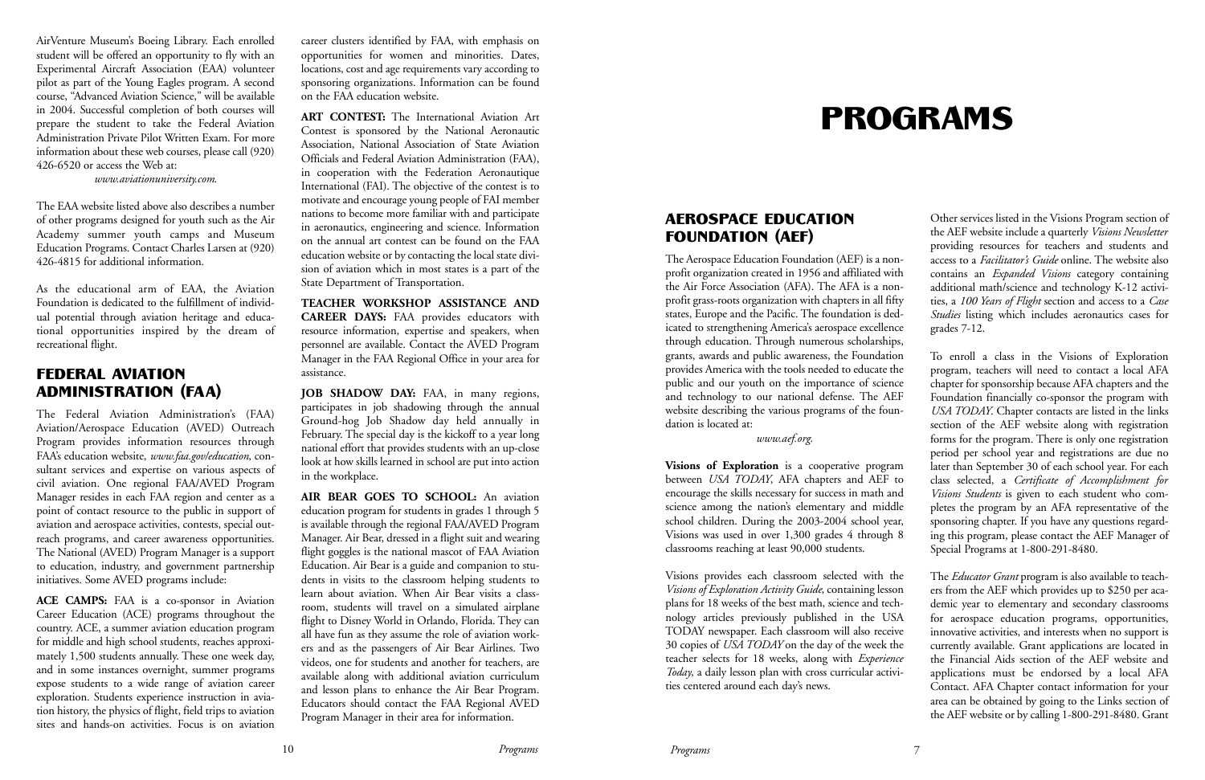AirVenture Museum's Boeing Library. Each enrolled student will be offered an opportunity to fly with an Experimental Aircraft Association (EAA) volunteer pilot as part of the Young Eagles program. A second course, "Advanced Aviation Science," will be available in 2004. Successful completion of both courses will prepare the student to take the Federal Aviation Administration Private Pilot Written Exam. For more information about these web courses, please call (920) 426-6520 or access the Web at:

*www.aviationuniversity.com.*

The EAA website listed above also describes a number of other programs designed for youth such as the Air Academy summer youth camps and Museum Education Programs. Contact Charles Larsen at (920) 426-4815 for additional information.

As the educational arm of EAA, the Aviation Foundation is dedicated to the fulfillment of individual potential through aviation heritage and educational opportunities inspired by the dream of recreational flight.

## FEDERAL AVIATION ADMINISTRATION (FAA)

The Federal Aviation Administration's (FAA) Aviation/Aerospace Education (AVED) Outreach Program provides information resources through FAA's education website, *www.faa.gov/education*, consultant services and expertise on various aspects of civil aviation. One regional FAA/AVED Program Manager resides in each FAA region and center as a point of contact resource to the public in support of aviation and aerospace activities, contests, special outreach programs, and career awareness opportunities. The National (AVED) Program Manager is a support to education, industry, and government partnership initiatives. Some AVED programs include:

**ACE CAMPS:** FAA is a co-sponsor in Aviation Career Education (ACE) programs throughout the country. ACE, a summer aviation education program for middle and high school students, reaches approximately 1,500 students annually. These one week day, and in some instances overnight, summer programs expose students to a wide range of aviation career exploration. Students experience instruction in aviation history, the physics of flight, field trips to aviation sites and hands-on activities. Focus is on aviation career clusters identified by FAA, with emphasis on opportunities for women and minorities. Dates, locations, cost and age requirements vary according to sponsoring organizations. Information can be found on the FAA education website.

**ART CONTEST:** The International Aviation Art Contest is sponsored by the National Aeronautic Association, National Association of State Aviation Officials and Federal Aviation Administration (FAA), in cooperation with the Federation Aeronautique International (FAI). The objective of the contest is to motivate and encourage young people of FAI member nations to become more familiar with and participate in aeronautics, engineering and science. Information on the annual art contest can be found on the FAA education website or by contacting the local state division of aviation which in most states is a part of the State Department of Transportation.

**TEACHER WORKSHOP ASSISTANCE AND CAREER DAYS:** FAA provides educators with resource information, expertise and speakers, when personnel are available. Contact the AVED Program Manager in the FAA Regional Office in your area for assistance.

**JOB SHADOW DAY:** FAA, in many regions, participates in job shadowing through the annual Ground-hog Job Shadow day held annually in February. The special day is the kickoff to a year long national effort that provides students with an up-close look at how skills learned in school are put into action in the workplace.

**AIR BEAR GOES TO SCHOOL:** An aviation education program for students in grades 1 through 5 is available through the regional FAA/AVED Program Manager. Air Bear, dressed in a flight suit and wearing flight goggles is the national mascot of FAA Aviation Education. Air Bear is a guide and companion to students in visits to the classroom helping students to learn about aviation. When Air Bear visits a classroom, students will travel on a simulated airplane flight to Disney World in Orlando, Florida. They can all have fun as they assume the role of aviation workers and as the passengers of Air Bear Airlines. Two videos, one for students and another for teachers, are available along with additional aviation curriculum and lesson plans to enhance the Air Bear Program. Educators should contact the FAA Regional AVED Program Manager in their area for information.

# PROGRAMS

## AEROSPACE EDUCATION FOUNDATION (AEF)

The Aerospace Education Foundation (AEF) is a non-profit organization created in 1956 and affiliated with the Air Force Association (AFA). The AFA is a non-profit grass-roots organization with chapters in all fifty states, Europe and the Pacific. The foundation is dedicated to strengthening America's aerospace excellence through education. Through numerous scholarships, grants, awards and public awareness, the Foundation provides America with the tools needed to educate the public and our youth on the importance of science and technology to our national defense. The AEF website describing the various programs of the foundation is located at:

*www.aef.org.*

**Visions of Exploration** is a cooperative program between *USA TODAY*, AFA chapters and AEF to encourage the skills necessary for success in math and science among the nation's elementary and middle school children. During the 2003-2004 school year, Visions was used in over 1,300 grades 4 through 8 classrooms reaching at least 90,000 students.

Visions provides each classroom selected with the *Visions of Exploration Activity Guide*, containing lesson plans for 18 weeks of the best math, science and technology articles previously published in the USA TODAY newspaper. Each classroom will also receive 30 copies of *USA TODAY* on the day of the week the teacher selects for 18 weeks, along with *Experience Today*, a daily lesson plan with cross curricular activities centered around each day's news.

Other services listed in the Visions Program section of the AEF website include a quarterly *Visions Newsletter* providing resources for teachers and students and access to a *Facilitator's Guide* online. The website also contains an *Expanded Visions* category containing additional math/science and technology K-12 activities, a *100 Years of Flight* section and access to a *Case Studies* listing which includes aeronautics cases for grades 7-12.

To enroll a class in the Visions of Exploration program, teachers will need to contact a local AFA chapter for sponsorship because AFA chapters and the Foundation financially co-sponsor the program with *USA TODAY*. Chapter contacts are listed in the links section of the AEF website along with registration forms for the program. There is only one registration period per school year and registrations are due no later than September 30 of each school year. For each class selected, a *Certificate of Accomplishment for Visions Students* is given to each student who completes the program by an AFA representative of the sponsoring chapter. If you have any questions regarding this program, please contact the AEF Manager of Special Programs at 1-800-291-8480.

The *Educator Grant* program is also available to teachers from the AEF which provides up to $250 per academic year to elementary and secondary classrooms for aerospace education programs, opportunities, innovative activities, and interests when no support is currently available. Grant applications are located in the Financial Aids section of the AEF website and applications must be endorsed by a local AFA Contact. AFA Chapter contact information for your area can be obtained by going to the Links section of the AEF website or by calling 1-800-291-8480. Grant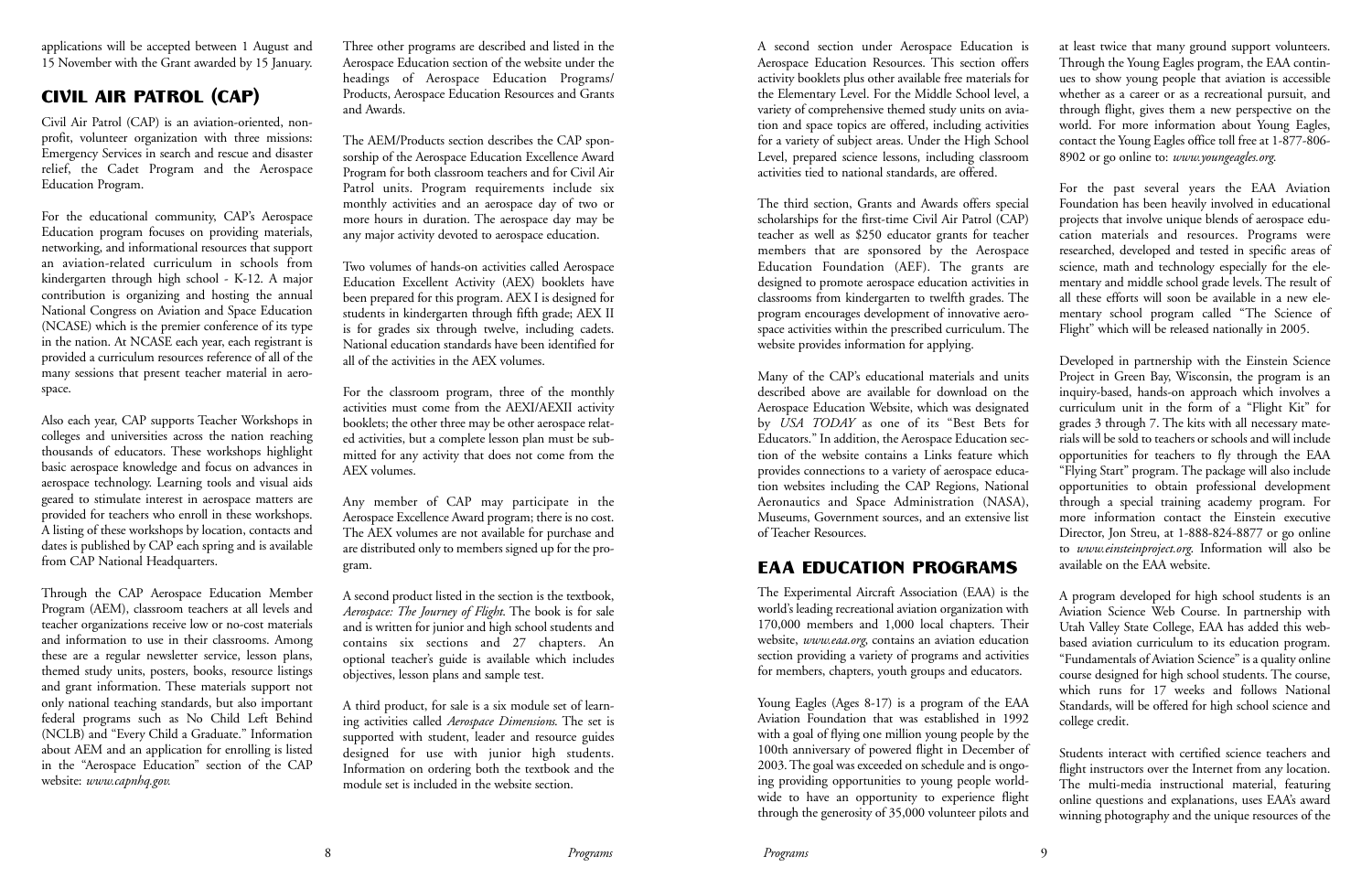applications will be accepted between 1 August and 15 November with the Grant awarded by 15 January.

## CIVIL AIR PATROL (CAP)

Civil Air Patrol (CAP) is an aviation-oriented, nonprofit, volunteer organization with three missions: Emergency Services in search and rescue and disaster relief, the Cadet Program and the Aerospace Education Program.

For the educational community, CAP's Aerospace Education program focuses on providing materials, networking, and informational resources that support an aviation-related curriculum in schools from kindergarten through high school - K-12. A major contribution is organizing and hosting the annual National Congress on Aviation and Space Education (NCASE) which is the premier conference of its type in the nation. At NCASE each year, each registrant is provided a curriculum resources reference of all of the many sessions that present teacher material in aerospace.

Also each year, CAP supports Teacher Workshops in colleges and universities across the nation reaching thousands of educators. These workshops highlight basic aerospace knowledge and focus on advances in aerospace technology. Learning tools and visual aids geared to stimulate interest in aerospace matters are provided for teachers who enroll in these workshops. A listing of these workshops by location, contacts and dates is published by CAP each spring and is available from CAP National Headquarters.

Through the CAP Aerospace Education Member Program (AEM), classroom teachers at all levels and teacher organizations receive low or no-cost materials and information to use in their classrooms. Among these are a regular newsletter service, lesson plans, themed study units, posters, books, resource listings and grant information. These materials support not only national teaching standards, but also important federal programs such as No Child Left Behind (NCLB) and "Every Child a Graduate." Information about AEM and an application for enrolling is listed in the "Aerospace Education" section of the CAP website: *www.capnhq.gov.*

Three other programs are described and listed in the Aerospace Education section of the website under the headings of Aerospace Education Programs/Products, Aerospace Education Resources and Grants and Awards.

The AEM/Products section describes the CAP sponsorship of the Aerospace Education Excellence Award Program for both classroom teachers and for Civil Air Patrol units. Program requirements include six monthly activities and an aerospace day of two or more hours in duration. The aerospace day may be any major activity devoted to aerospace education.

Two volumes of hands-on activities called Aerospace Education Excellent Activity (AEX) booklets have been prepared for this program. AEX I is designed for students in kindergarten through fifth grade; AEX II is for grades six through twelve, including cadets. National education standards have been identified for all of the activities in the AEX volumes.

For the classroom program, three of the monthly activities must come from the AEXI/AEXII activity booklets; the other three may be other aerospace related activities, but a complete lesson plan must be submitted for any activity that does not come from the AEX volumes.

Any member of CAP may participate in the Aerospace Excellence Award program; there is no cost. The AEX volumes are not available for purchase and are distributed only to members signed up for the program.

A second product listed in the section is the textbook, *Aerospace: The Journey of Flight*. The book is for sale and is written for junior and high school students and contains six sections and 27 chapters. An optional teacher's guide is available which includes objectives, lesson plans and sample test.

A third product, for sale is a six module set of learning activities called *Aerospace Dimensions*. The set is supported with student, leader and resource guides designed for use with junior high students. Information on ordering both the textbook and the module set is included in the website section.

A second section under Aerospace Education is Aerospace Education Resources. This section offers activity booklets plus other available free materials for the Elementary Level. For the Middle School level, a variety of comprehensive themed study units on aviation and space topics are offered, including activities for a variety of subject areas. Under the High School Level, prepared science lessons, including classroom activities tied to national standards, are offered.

The third section, Grants and Awards offers special scholarships for the first-time Civil Air Patrol (CAP) teacher as well as $250 educator grants for teacher members that are sponsored by the Aerospace Education Foundation (AEF). The grants are designed to promote aerospace education activities in classrooms from kindergarten to twelfth grades. The program encourages development of innovative aerospace activities within the prescribed curriculum. The website provides information for applying.

Many of the CAP's educational materials and units described above are available for download on the Aerospace Education Website, which was designated by *USA TODAY* as one of its "Best Bets for Educators." In addition, the Aerospace Education section of the website contains a Links feature which provides connections to a variety of aerospace education websites including the CAP Regions, National Aeronautics and Space Administration (NASA), Museums, Government sources, and an extensive list of Teacher Resources.

## EAA EDUCATION PROGRAMS

The Experimental Aircraft Association (EAA) is the world's leading recreational aviation organization with 170,000 members and 1,000 local chapters. Their website, *www.eaa.org*, contains an aviation education section providing a variety of programs and activities for members, chapters, youth groups and educators.

Young Eagles (Ages 8-17) is a program of the EAA Aviation Foundation that was established in 1992 with a goal of flying one million young people by the 100th anniversary of powered flight in December of 2003. The goal was exceeded on schedule and is ongoing providing opportunities to young people worldwide to have an opportunity to experience flight through the generosity of 35,000 volunteer pilots and at least twice that many ground support volunteers. Through the Young Eagles program, the EAA continues to show young people that aviation is accessible whether as a career or as a recreational pursuit, and through flight, gives them a new perspective on the world. For more information about Young Eagles, contact the Young Eagles office toll free at 1-877-806-8902 or go online to: *www.youngeagles.org*.

For the past several years the EAA Aviation Foundation has been heavily involved in educational projects that involve unique blends of aerospace education materials and resources. Programs were researched, developed and tested in specific areas of science, math and technology especially for the elementary and middle school grade levels. The result of all these efforts will soon be available in a new elementary school program called "The Science of Flight" which will be released nationally in 2005.

Developed in partnership with the Einstein Science Project in Green Bay, Wisconsin, the program is an inquiry-based, hands-on approach which involves a curriculum unit in the form of a "Flight Kit" for grades 3 through 7. The kits with all necessary materials will be sold to teachers or schools and will include opportunities for teachers to fly through the EAA "Flying Start" program. The package will also include opportunities to obtain professional development through a special training academy program. For more information contact the Einstein executive Director, Jon Streu, at 1-888-824-8877 or go online to *www.einsteinproject.org*. Information will also be available on the EAA website.

A program developed for high school students is an Aviation Science Web Course. In partnership with Utah Valley State College, EAA has added this web-based aviation curriculum to its education program. "Fundamentals of Aviation Science" is a quality online course designed for high school students. The course, which runs for 17 weeks and follows National Standards, will be offered for high school science and college credit.

Students interact with certified science teachers and flight instructors over the Internet from any location. The multi-media instructional material, featuring online questions and explanations, uses EAA's award winning photography and the unique resources of the